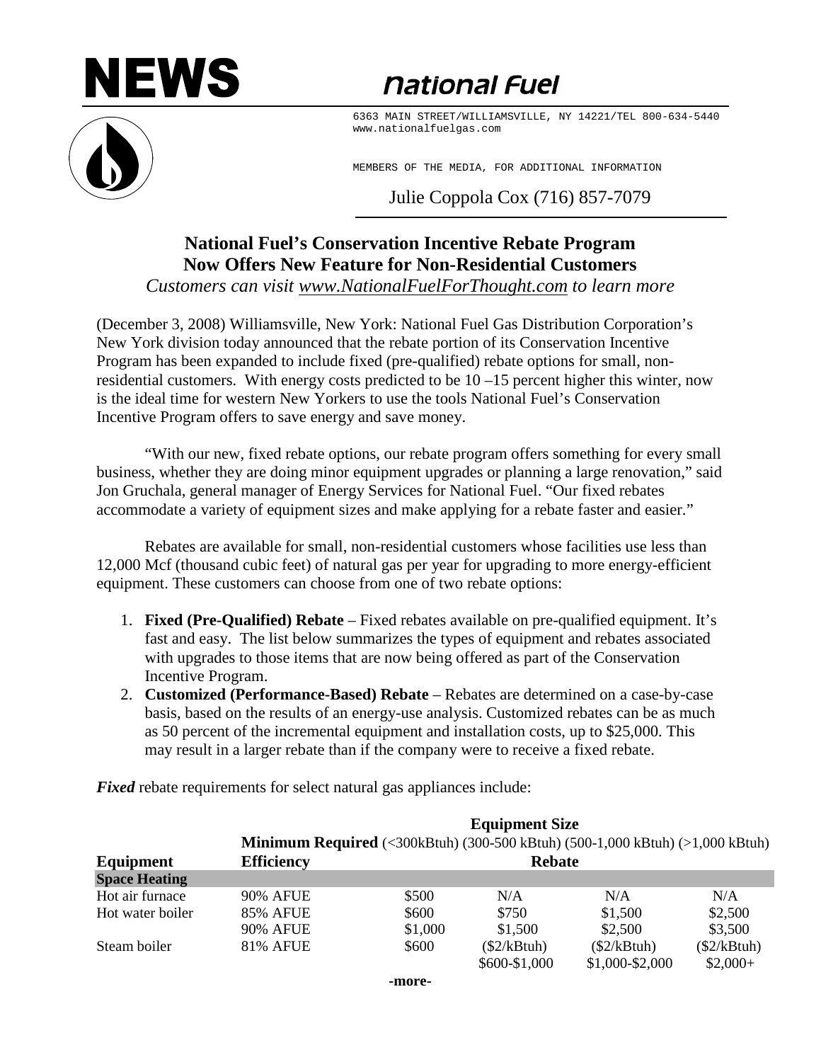# NEWS

**National Fuel**

6363 MAIN STREET/WILLIAMSVILLE, NY 14221/TEL 800-634-5440
www.nationalfuelgas.com

MEMBERS OF THE MEDIA, FOR ADDITIONAL INFORMATION

Julie Coppola Cox (716) 857-7079

## National Fuel's Conservation Incentive Rebate Program Now Offers New Feature for Non-Residential Customers

*Customers can visit www.NationalFuelForThought.com to learn more*

(December 3, 2008) Williamsville, New York: National Fuel Gas Distribution Corporation's New York division today announced that the rebate portion of its Conservation Incentive Program has been expanded to include fixed (pre-qualified) rebate options for small, non-residential customers. With energy costs predicted to be 10 –15 percent higher this winter, now is the ideal time for western New Yorkers to use the tools National Fuel's Conservation Incentive Program offers to save energy and save money.

"With our new, fixed rebate options, our rebate program offers something for every small business, whether they are doing minor equipment upgrades or planning a large renovation," said Jon Gruchala, general manager of Energy Services for National Fuel. "Our fixed rebates accommodate a variety of equipment sizes and make applying for a rebate faster and easier."

Rebates are available for small, non-residential customers whose facilities use less than 12,000 Mcf (thousand cubic feet) of natural gas per year for upgrading to more energy-efficient equipment. These customers can choose from one of two rebate options:

1. **Fixed (Pre-Qualified) Rebate** – Fixed rebates available on pre-qualified equipment. It's fast and easy. The list below summarizes the types of equipment and rebates associated with upgrades to those items that are now being offered as part of the Conservation Incentive Program.
2. **Customized (Performance-Based) Rebate** – Rebates are determined on a case-by-case basis, based on the results of an energy-use analysis. Customized rebates can be as much as 50 percent of the incremental equipment and installation costs, up to $25,000. This may result in a larger rebate than if the company were to receive a fixed rebate.

***Fixed*** rebate requirements for select natural gas appliances include:

| | | Equipment Size | | | |
|---|---|---|---|---|---|
| | **Minimum Required** | (<300kBtuh) | (300-500 kBtuh) | (500-1,000 kBtuh) | (>1,000 kBtuh) |
| **Equipment** | **Efficiency** | **Rebate** | | | |
| **Space Heating** | | | | | |
| Hot air furnace | 90% AFUE | $500 | N/A | N/A | N/A |
| Hot water boiler | 85% AFUE | $600 | $750 | $1,500 | $2,500 |
| | 90% AFUE | $1,000 | $1,500 | $2,500 | $3,500 |
| Steam boiler | 81% AFUE | $600 | ($2/kBtuh) $600-$1,000 | ($2/kBtuh) $1,000-$2,000 | ($2/kBtuh) $2,000+ |

-more-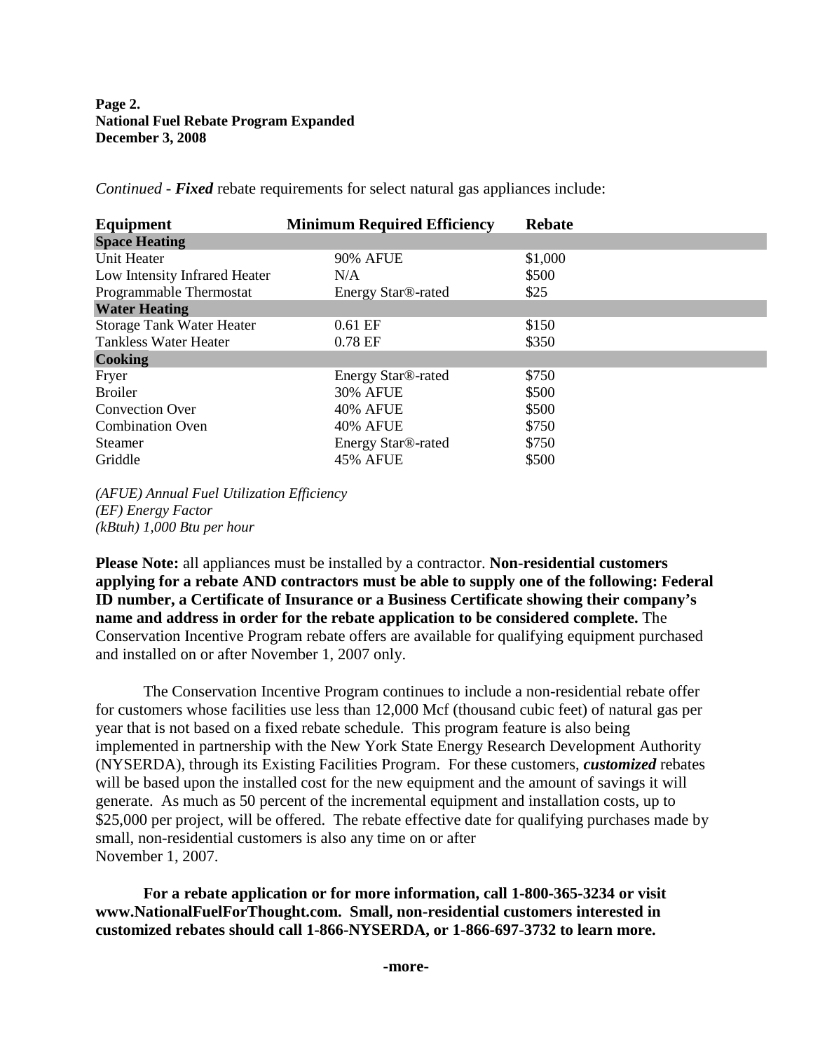**Page 2.**
**National Fuel Rebate Program Expanded**
**December 3, 2008**

*Continued - **Fixed*** rebate requirements for select natural gas appliances include:

| Equipment | Minimum Required Efficiency | Rebate |
|---|---|---|
| **Space Heating** | | |
| Unit Heater | 90% AFUE | $1,000 |
| Low Intensity Infrared Heater | N/A | $500 |
| Programmable Thermostat | Energy Star®-rated | $25 |
| **Water Heating** | | |
| Storage Tank Water Heater | 0.61 EF | $150 |
| Tankless Water Heater | 0.78 EF | $350 |
| **Cooking** | | |
| Fryer | Energy Star®-rated | $750 |
| Broiler | 30% AFUE | $500 |
| Convection Over | 40% AFUE | $500 |
| Combination Oven | 40% AFUE | $750 |
| Steamer | Energy Star®-rated | $750 |
| Griddle | 45% AFUE | $500 |

*(AFUE) Annual Fuel Utilization Efficiency*
*(EF) Energy Factor*
*(kBtuh) 1,000 Btu per hour*

**Please Note:** all appliances must be installed by a contractor. **Non-residential customers applying for a rebate AND contractors must be able to supply one of the following: Federal ID number, a Certificate of Insurance or a Business Certificate showing their company's name and address in order for the rebate application to be considered complete.** The Conservation Incentive Program rebate offers are available for qualifying equipment purchased and installed on or after November 1, 2007 only.

The Conservation Incentive Program continues to include a non-residential rebate offer for customers whose facilities use less than 12,000 Mcf (thousand cubic feet) of natural gas per year that is not based on a fixed rebate schedule. This program feature is also being implemented in partnership with the New York State Energy Research Development Authority (NYSERDA), through its Existing Facilities Program. For these customers, ***customized*** rebates will be based upon the installed cost for the new equipment and the amount of savings it will generate. As much as 50 percent of the incremental equipment and installation costs, up to $25,000 per project, will be offered. The rebate effective date for qualifying purchases made by small, non-residential customers is also any time on or after November 1, 2007.

**For a rebate application or for more information, call 1-800-365-3234 or visit www.NationalFuelForThought.com. Small, non-residential customers interested in customized rebates should call 1-866-NYSERDA, or 1-866-697-3732 to learn more.**

**-more-**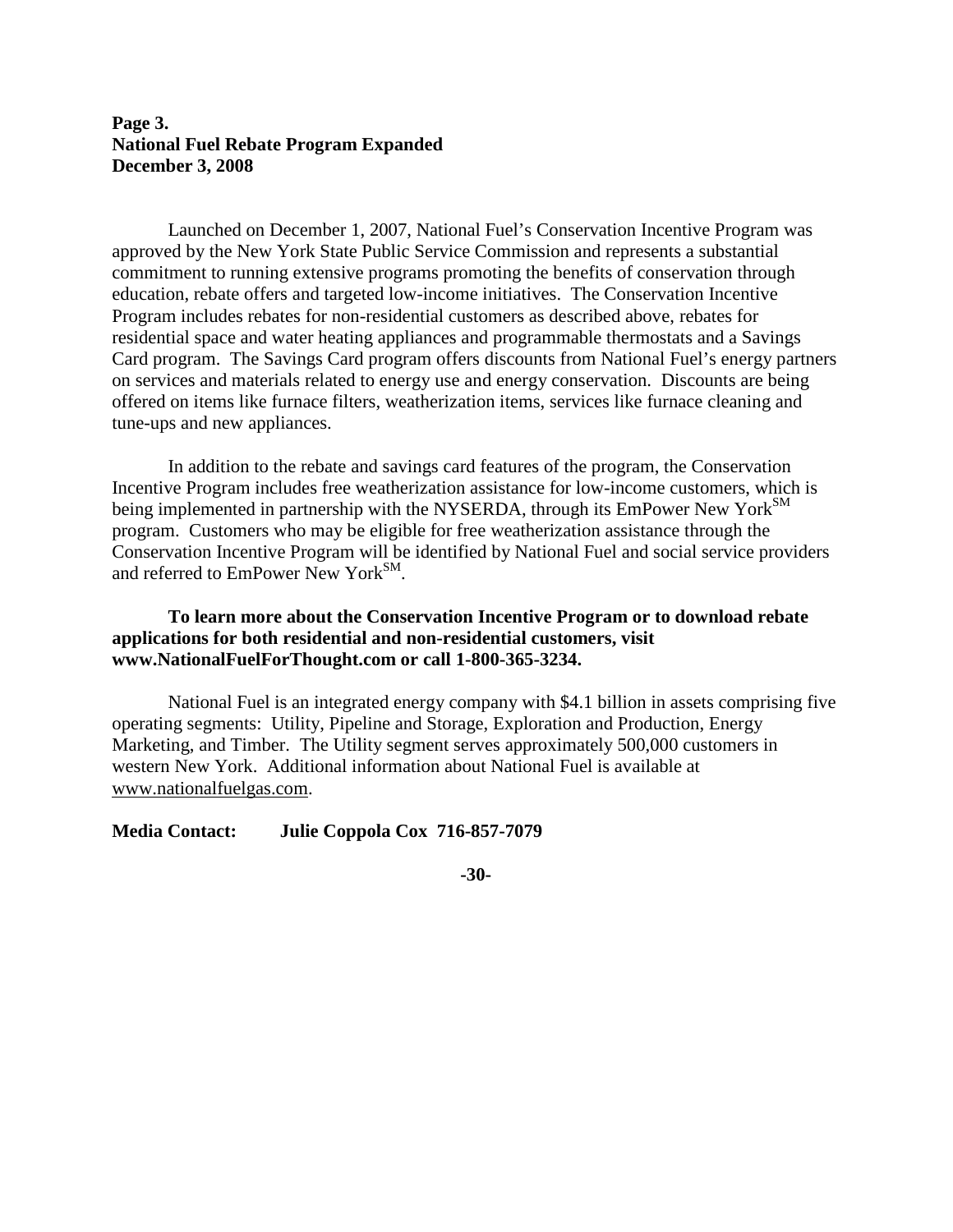Launched on December 1, 2007, National Fuel's Conservation Incentive Program was approved by the New York State Public Service Commission and represents a substantial commitment to running extensive programs promoting the benefits of conservation through education, rebate offers and targeted low-income initiatives. The Conservation Incentive Program includes rebates for non-residential customers as described above, rebates for residential space and water heating appliances and programmable thermostats and a Savings Card program. The Savings Card program offers discounts from National Fuel's energy partners on services and materials related to energy use and energy conservation. Discounts are being offered on items like furnace filters, weatherization items, services like furnace cleaning and tune-ups and new appliances.

In addition to the rebate and savings card features of the program, the Conservation Incentive Program includes free weatherization assistance for low-income customers, which is being implemented in partnership with the NYSERDA, through its EmPower New York[SM] program. Customers who may be eligible for free weatherization assistance through the Conservation Incentive Program will be identified by National Fuel and social service providers and referred to EmPower New York[SM].

**To learn more about the Conservation Incentive Program or to download rebate applications for both residential and non-residential customers, visit www.NationalFuelForThought.com or call 1-800-365-3234.**

National Fuel is an integrated energy company with $4.1 billion in assets comprising five operating segments: Utility, Pipeline and Storage, Exploration and Production, Energy Marketing, and Timber. The Utility segment serves approximately 500,000 customers in western New York. Additional information about National Fuel is available at www.nationalfuelgas.com.

**Media Contact: Julie Coppola Cox 716-857-7079**

**-30-**